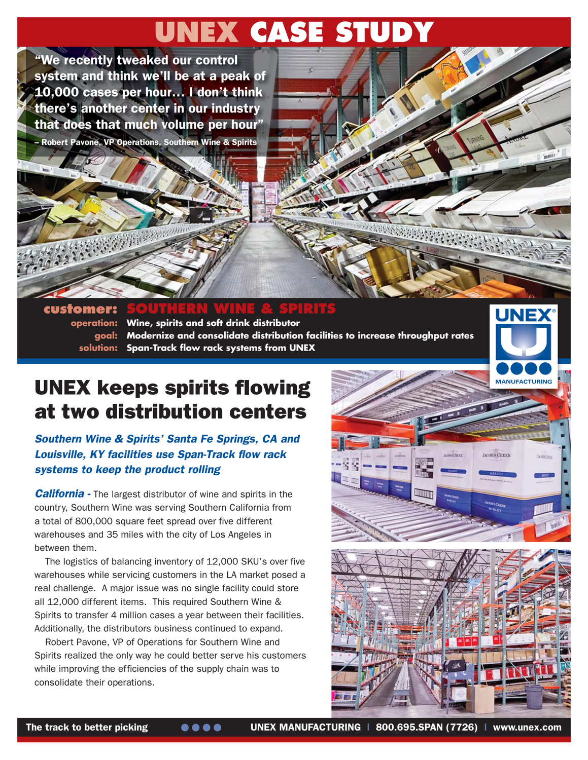# UNEX CASE STUDY

> **"We recently tweaked our control system and think we'll be at a peak of 10,000 cases per hour… I don't think there's another center in our industry that does that much volume per hour"**
>
> **– Robert Pavone, VP Operations, Southern Wine & Spirits**

**customer:** **SOUTHERN WINE & SPIRITS**
**operation:** Wine, spirits and soft drink distributor
**goal:** Modernize and consolidate distribution facilities to increase throughput rates
**solution:** Span-Track flow rack systems from UNEX

## UNEX keeps spirits flowing at two distribution centers

***Southern Wine & Spirits' Santa Fe Springs, CA and Louisville, KY facilities use Span-Track flow rack systems to keep the product rolling***

***California -*** The largest distributor of wine and spirits in the country, Southern Wine was serving Southern California from a total of 800,000 square feet spread over five different warehouses and 35 miles with the city of Los Angeles in between them.

The logistics of balancing inventory of 12,000 SKU's over five warehouses while servicing customers in the LA market posed a real challenge. A major issue was no single facility could store all 12,000 different items. This required Southern Wine & Spirits to transfer 4 million cases a year between their facilities. Additionally, the distributors business continued to expand.

Robert Pavone, VP of Operations for Southern Wine and Spirits realized the only way he could better serve his customers while improving the efficiencies of the supply chain was to consolidate their operations.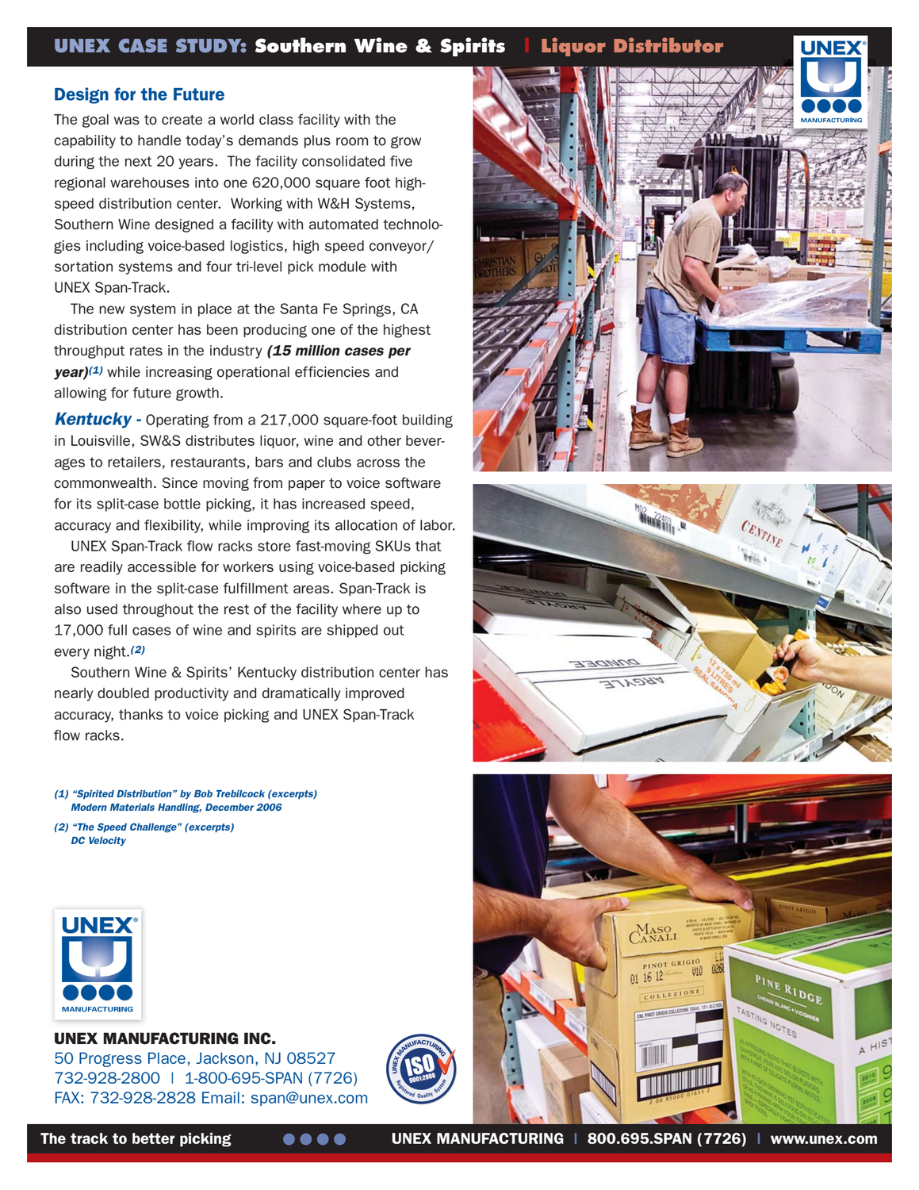**UNEX CASE STUDY: Southern Wine & Spirits | Liquor Distributor**

## Design for the Future

The goal was to create a world class facility with the capability to handle today's demands plus room to grow during the next 20 years. The facility consolidated five regional warehouses into one 620,000 square foot high-speed distribution center. Working with W&H Systems, Southern Wine designed a facility with automated technologies including voice-based logistics, high speed conveyor/sortation systems and four tri-level pick module with UNEX Span-Track.

The new system in place at the Santa Fe Springs, CA distribution center has been producing one of the highest throughput rates in the industry ***(15 million cases per year)***[(1)] while increasing operational efficiencies and allowing for future growth.

***Kentucky -*** Operating from a 217,000 square-foot building in Louisville, SW&S distributes liquor, wine and other beverages to retailers, restaurants, bars and clubs across the commonwealth. Since moving from paper to voice software for its split-case bottle picking, it has increased speed, accuracy and flexibility, while improving its allocation of labor.

UNEX Span-Track flow racks store fast-moving SKUs that are readily accessible for workers using voice-based picking software in the split-case fulfillment areas. Span-Track is also used throughout the rest of the facility where up to 17,000 full cases of wine and spirits are shipped out every night.[(2)]

Southern Wine & Spirits' Kentucky distribution center has nearly doubled productivity and dramatically improved accuracy, thanks to voice picking and UNEX Span-Track flow racks.

*(1) "Spirited Distribution" by Bob Trebilcock (excerpts) Modern Materials Handling, December 2006*

*(2) "The Speed Challenge" (excerpts) DC Velocity*

**UNEX MANUFACTURING INC.**
50 Progress Place, Jackson, NJ 08527
732-928-2800 | 1-800-695-SPAN (7726)
FAX: 732-928-2828 Email: span@unex.com

**The track to better picking** | **UNEX MANUFACTURING | 800.695.SPAN (7726) | www.unex.com**